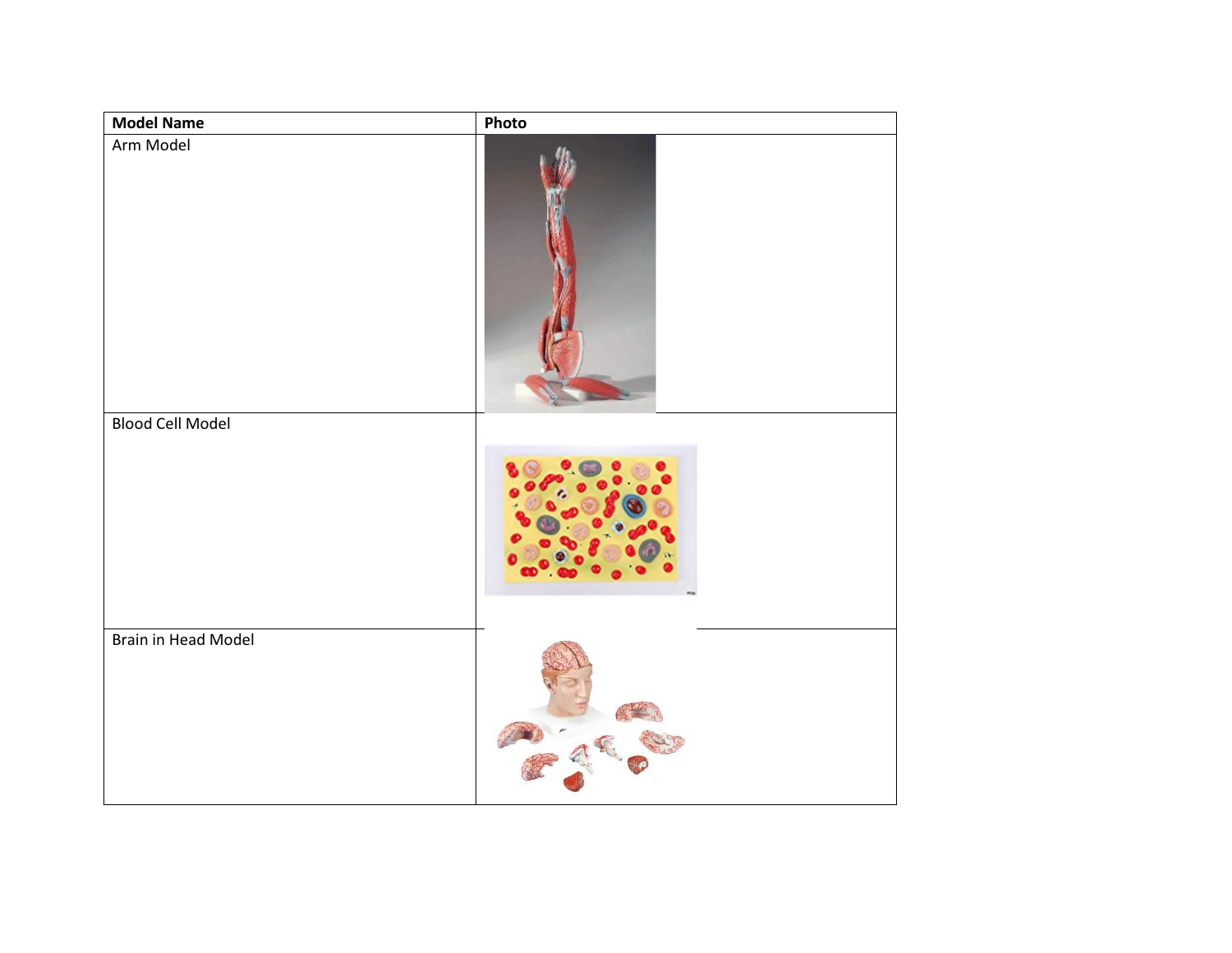| Model Name | Photo |
| --- | --- |
| Arm Model | |
| Blood Cell Model | |
| Brain in Head Model | |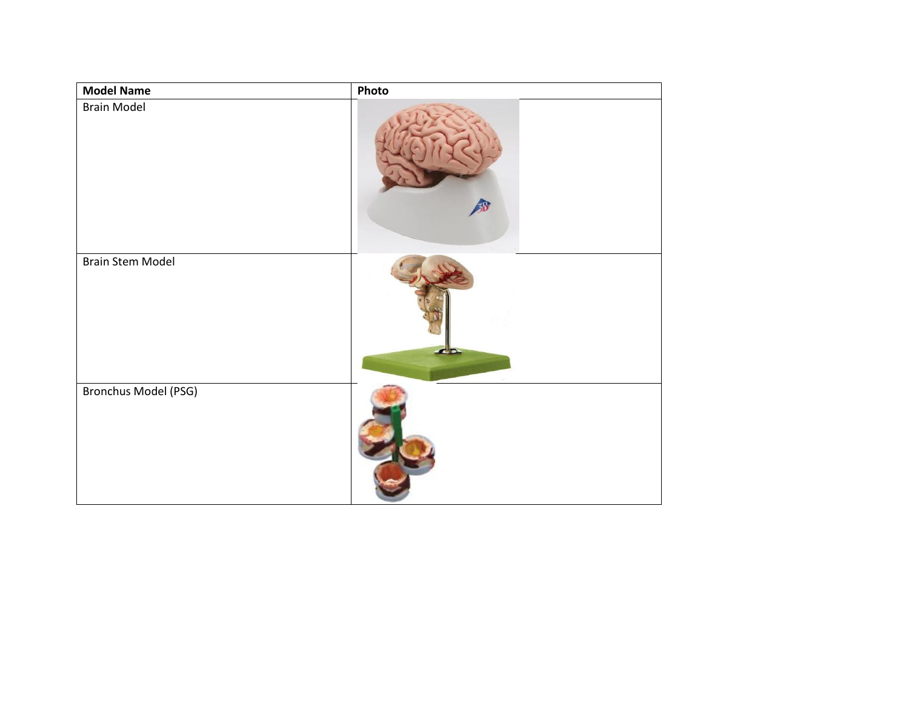| Model Name | Photo |
| --- | --- |
| Brain Model | |
| Brain Stem Model | |
| Bronchus Model (PSG) | |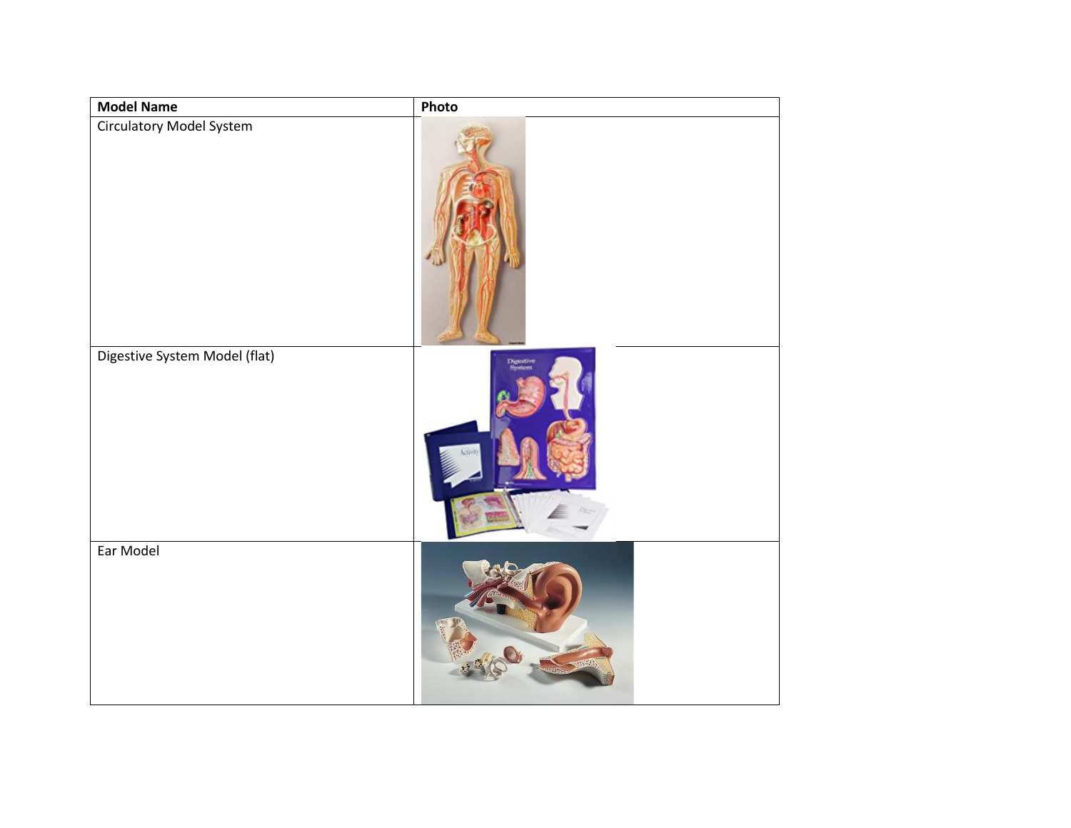| Model Name | Photo |
| --- | --- |
| Circulatory Model System | |
| Digestive System Model (flat) | |
| Ear Model | |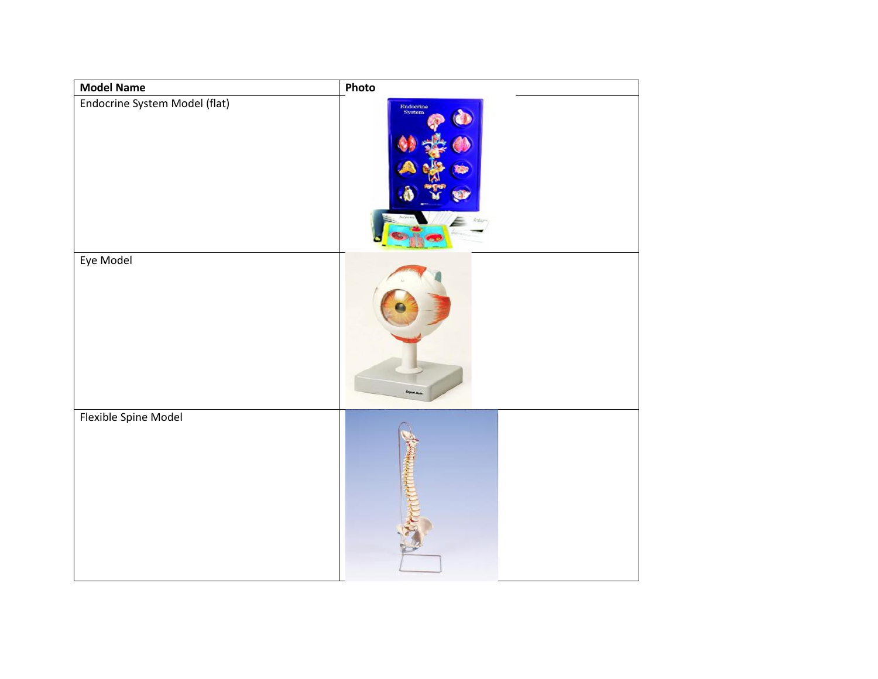| Model Name | Photo |
| --- | --- |
| Endocrine System Model (flat) | |
| Eye Model | |
| Flexible Spine Model | |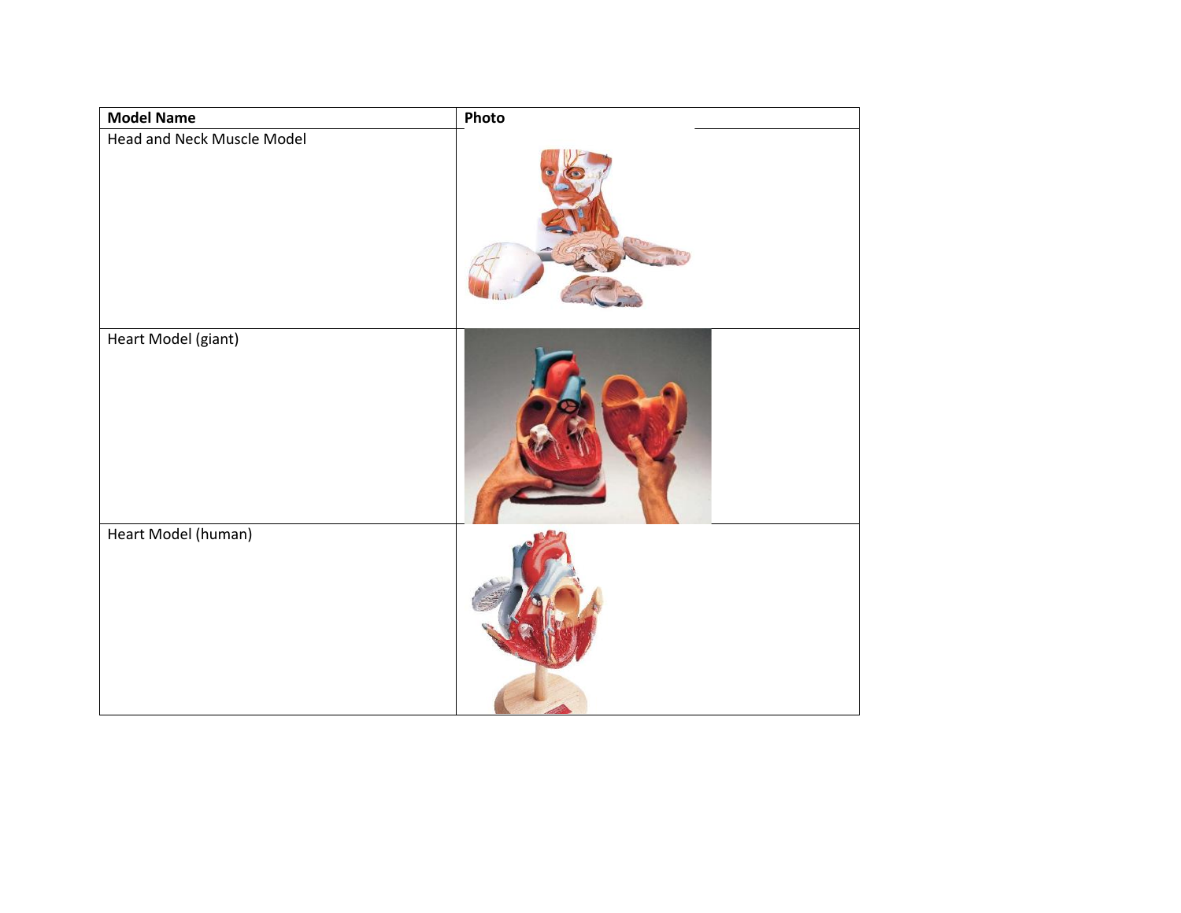| Model Name | Photo |
| --- | --- |
| Head and Neck Muscle Model | |
| Heart Model (giant) | |
| Heart Model (human) | |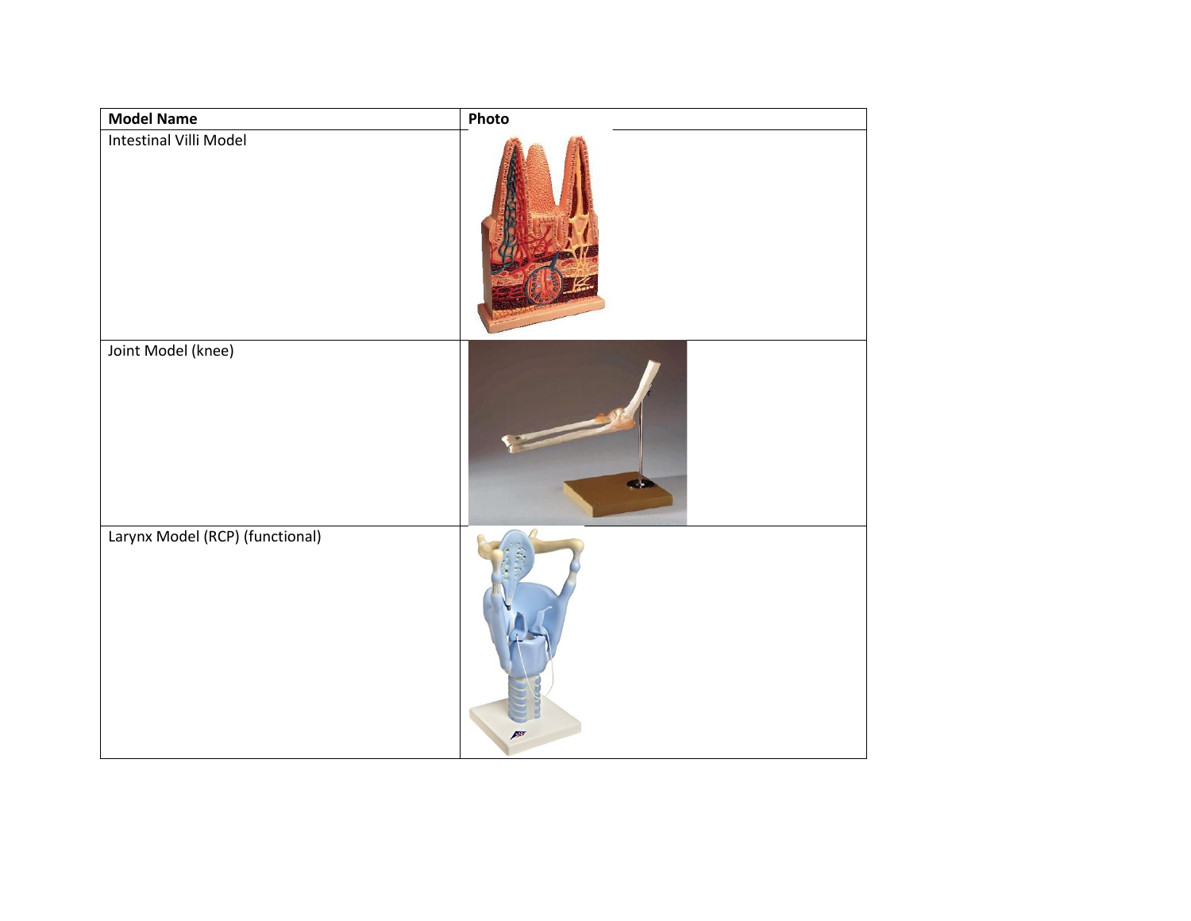| Model Name | Photo |
| --- | --- |
| Intestinal Villi Model | |
| Joint Model (knee) | |
| Larynx Model (RCP) (functional) | |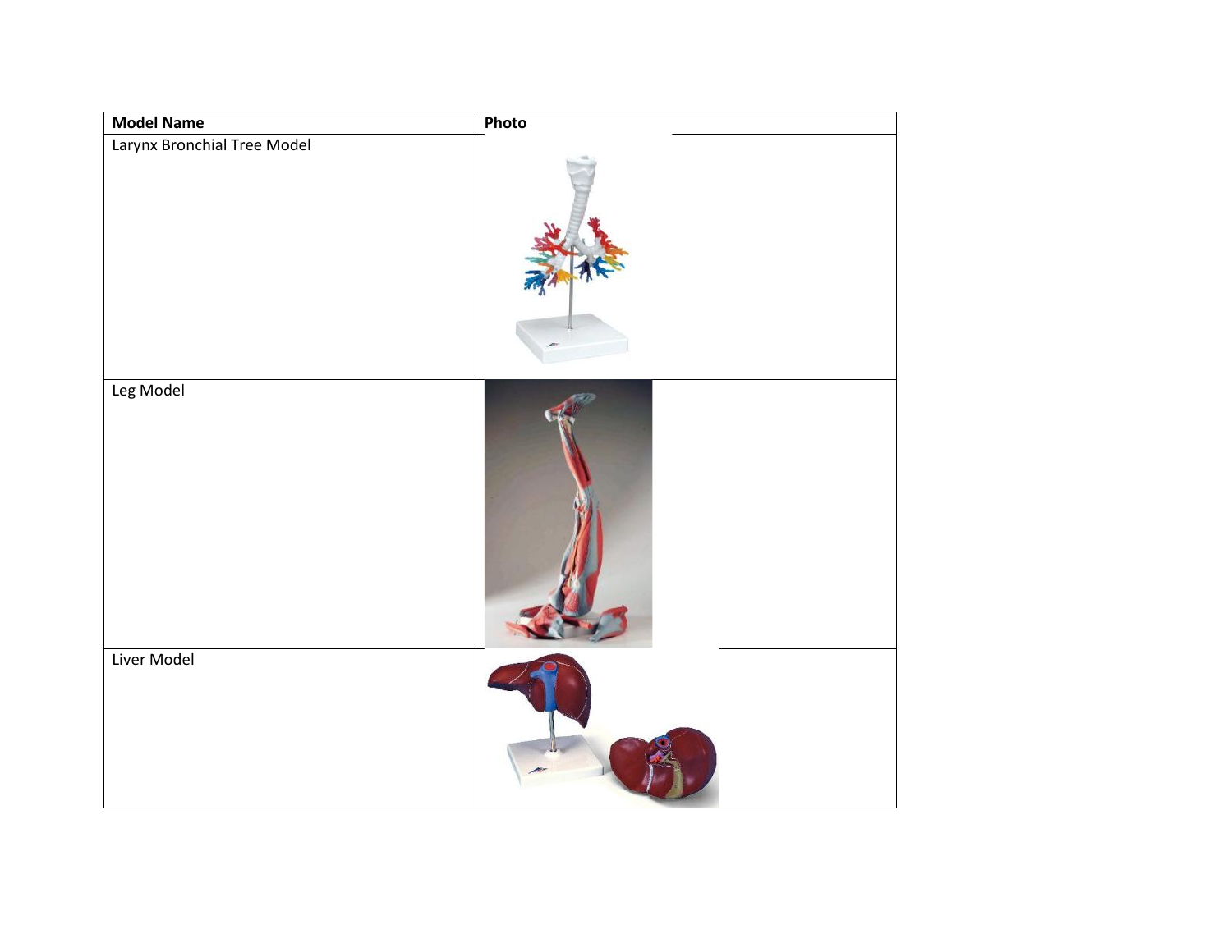| Model Name | Photo |
| --- | --- |
| Larynx Bronchial Tree Model | |
| Leg Model | |
| Liver Model | |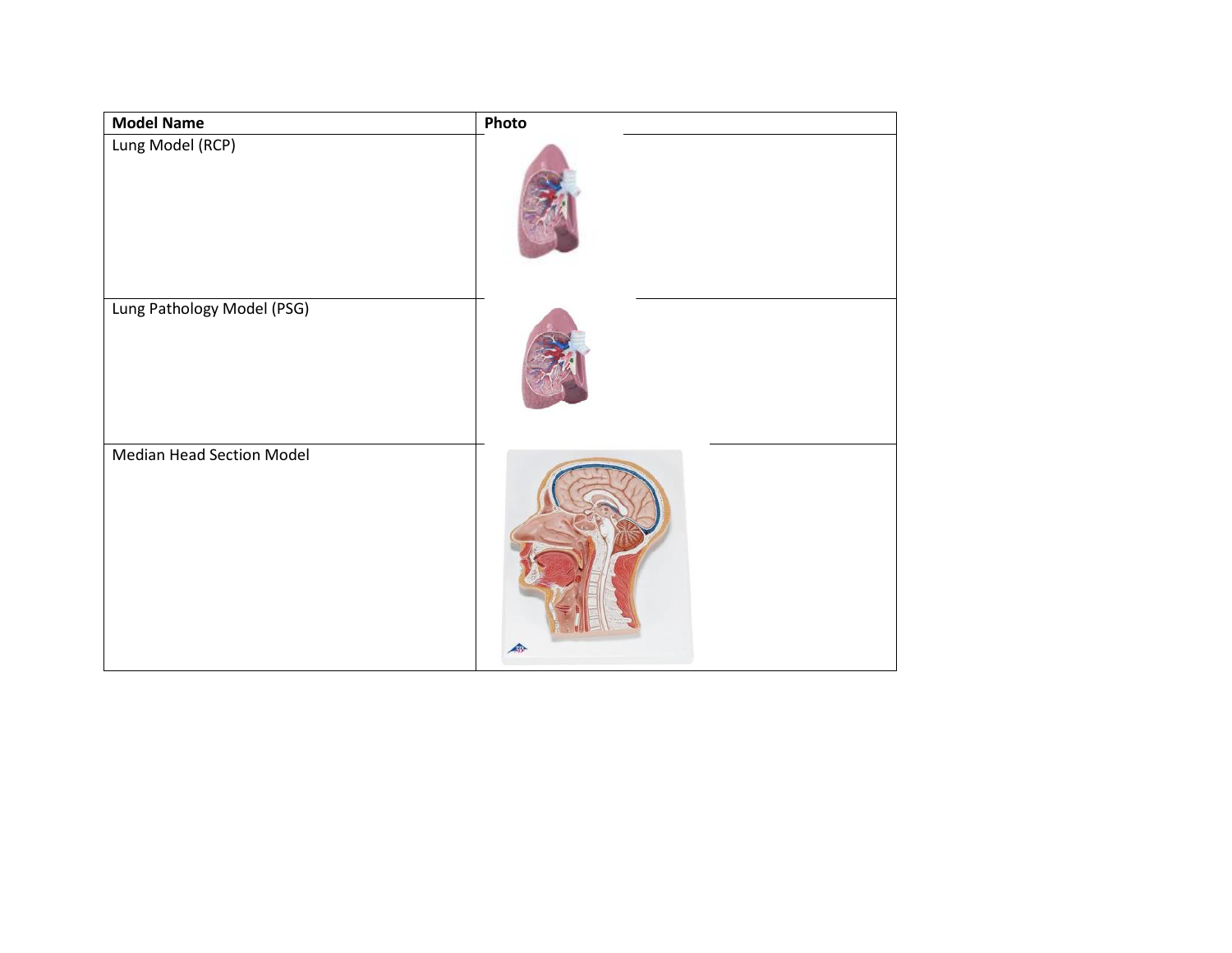| Model Name | Photo |
| --- | --- |
| Lung Model (RCP) | |
| Lung Pathology Model (PSG) | |
| Median Head Section Model | |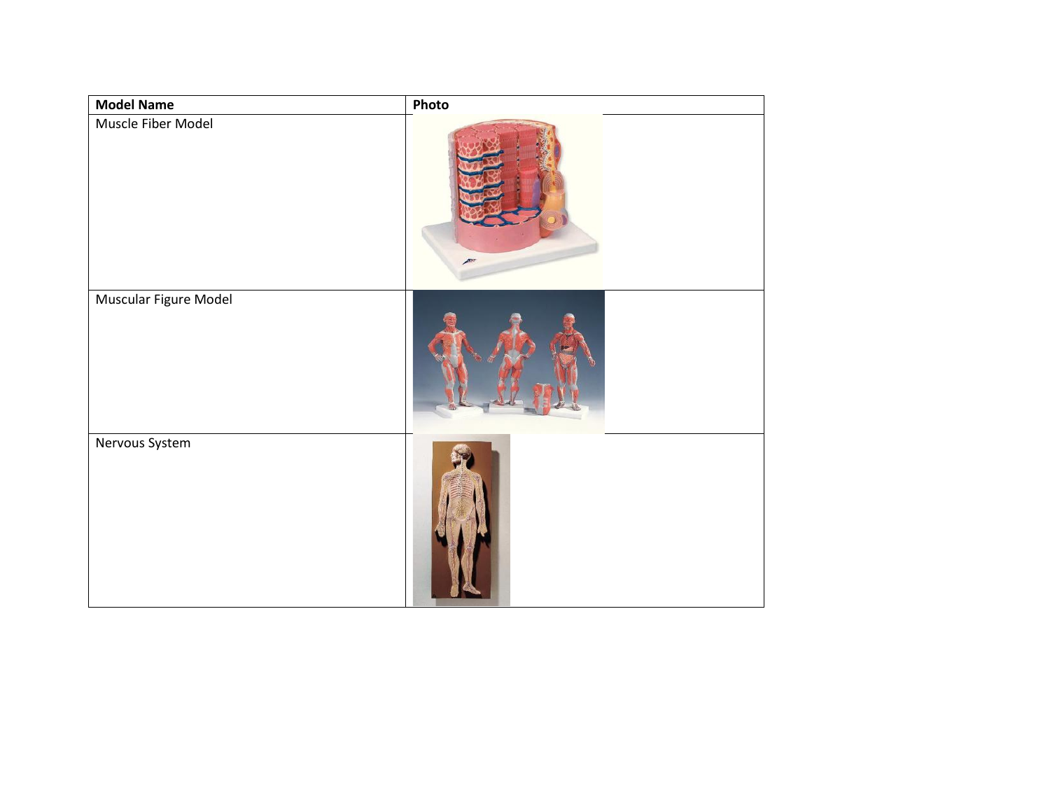| Model Name | Photo |
| --- | --- |
| Muscle Fiber Model | |
| Muscular Figure Model | |
| Nervous System | |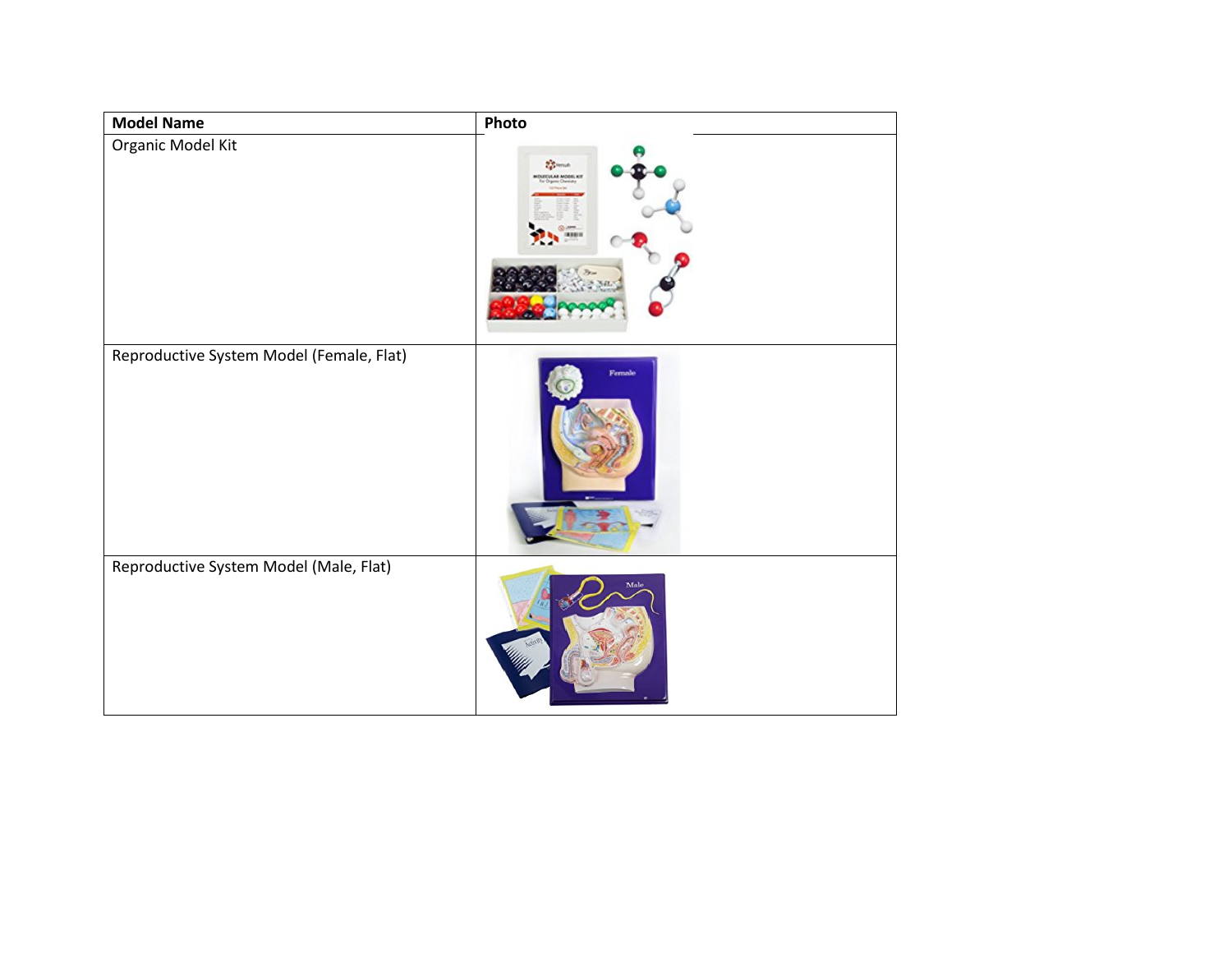| Model Name | Photo |
| --- | --- |
| Organic Model Kit | |
| Reproductive System Model (Female, Flat) | |
| Reproductive System Model (Male, Flat) | |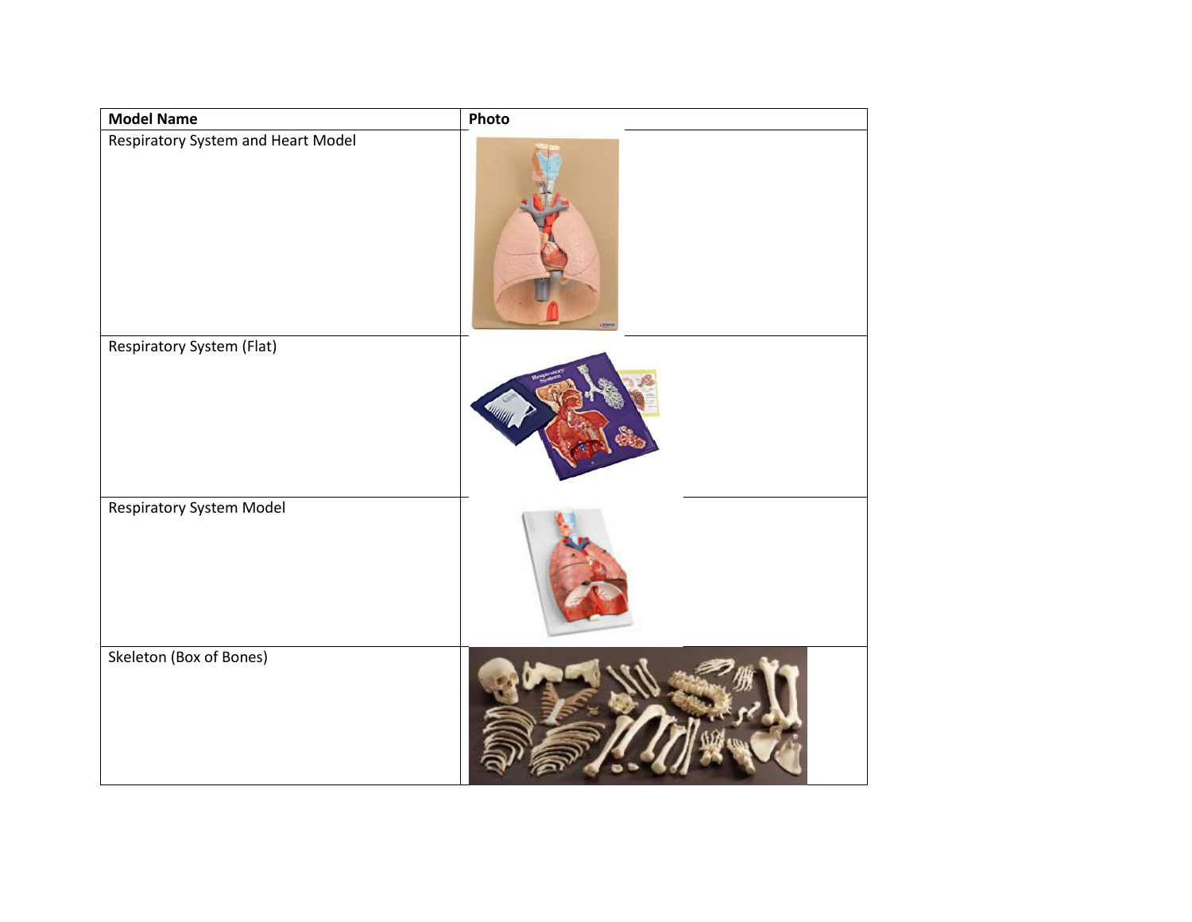| Model Name | Photo |
| --- | --- |
| Respiratory System and Heart Model | |
| Respiratory System (Flat) | |
| Respiratory System Model | |
| Skeleton (Box of Bones) | |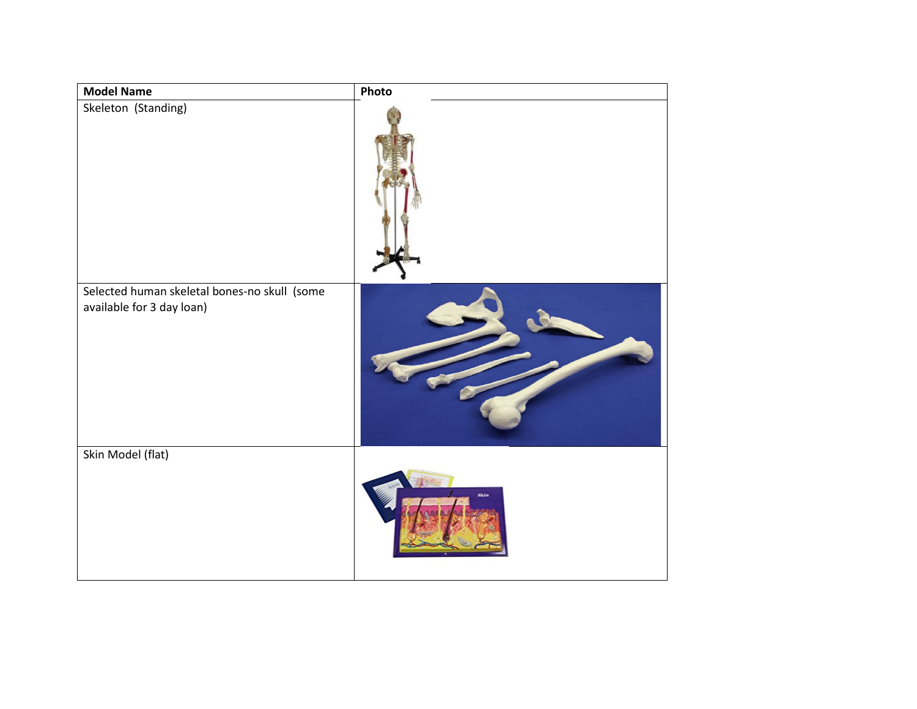| Model Name | Photo |
|---|---|
| Skeleton (Standing) | |
| Selected human skeletal bones-no skull (some available for 3 day loan) | |
| Skin Model (flat) | |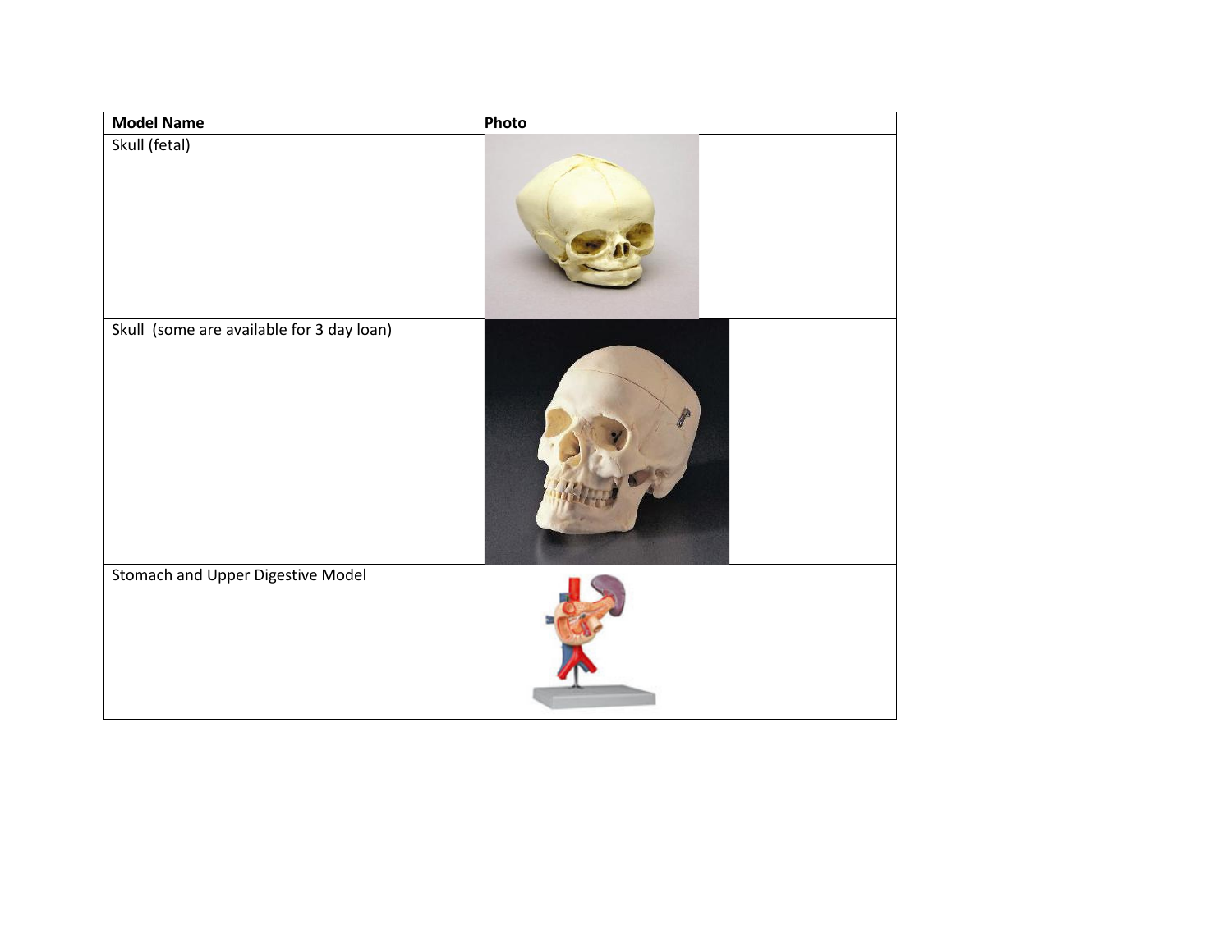| Model Name | Photo |
| --- | --- |
| Skull (fetal) | |
| Skull (some are available for 3 day loan) | |
| Stomach and Upper Digestive Model | |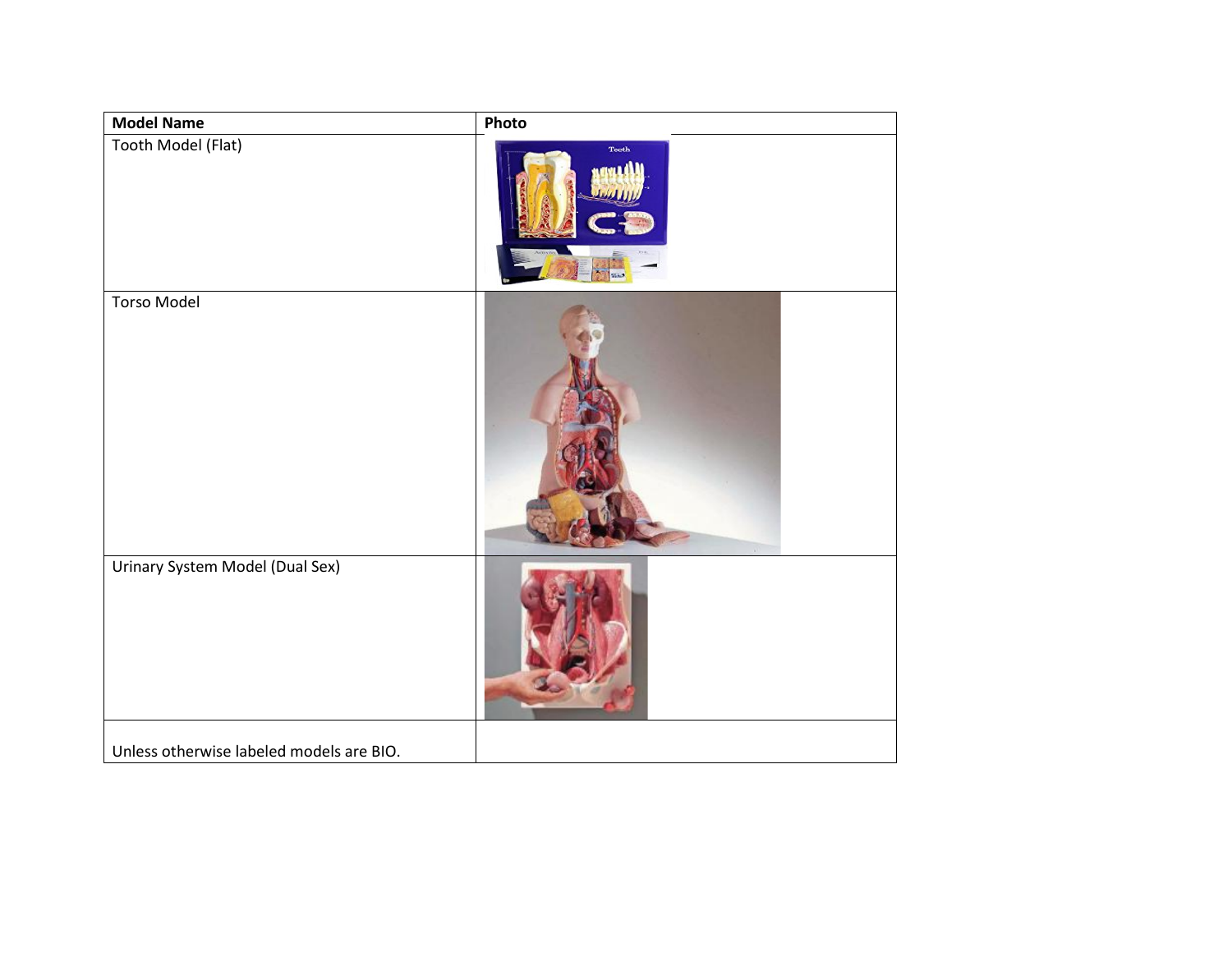| Model Name | Photo |
| --- | --- |
| Tooth Model (Flat) | |
| Torso Model | |
| Urinary System Model (Dual Sex) | |
| Unless otherwise labeled models are BIO. | |